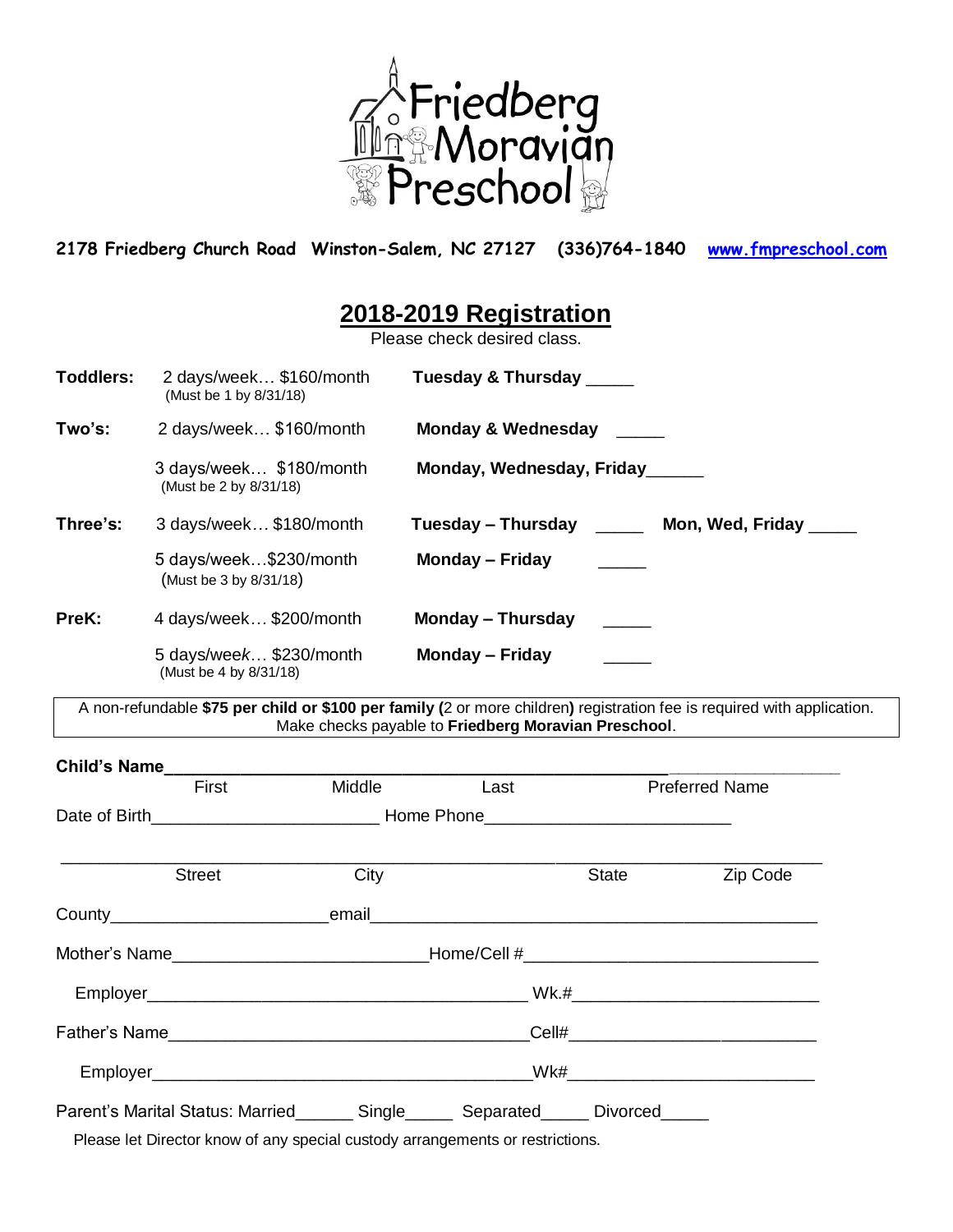# Friedberg Moravian Preschool

**2178 Friedberg Church Road Winston-Salem, NC 27127 (336)764-1840 www.fmpreschool.com**

## 2018-2019 Registration

Please check desired class.

| | | | |
|---|---|---|---|
| **Toddlers:** | 2 days/week… $160/month (Must be 1 by 8/31/18) | **Tuesday & Thursday** _____ | |
| **Two's:** | 2 days/week… $160/month | **Monday & Wednesday** _____ | |
| | 3 days/week… $180/month (Must be 2 by 8/31/18) | **Monday, Wednesday, Friday**______ | |
| **Three's:** | 3 days/week… $180/month | **Tuesday – Thursday** _____ | **Mon, Wed, Friday** _____ |
| | 5 days/week…$230/month (Must be 3 by 8/31/18) | **Monday – Friday** _____ | |
| **PreK:** | 4 days/week… $200/month | **Monday – Thursday** _____ | |
| | 5 days/week… $230/month (Must be 4 by 8/31/18) | **Monday – Friday** _____ | |

A non-refundable **$75 per child or $100 per family (**2 or more children**)** registration fee is required with application. Make checks payable to **Friedberg Moravian Preschool**.

**Child's Name**_____________________________________________________________________
First Middle Last Preferred Name

Date of Birth________________________ Home Phone__________________________

_____________________________________________________________________________
Street City State Zip Code

County______________________email_______________________________________________

Mother's Name__________________________Home/Cell #______________________________

Employer_________________________________________ Wk.#__________________________

Father's Name_______________________________________Cell#__________________________

Employer_________________________________________Wk#__________________________

Parent's Marital Status: Married______ Single_____ Separated_____ Divorced_____

Please let Director know of any special custody arrangements or restrictions.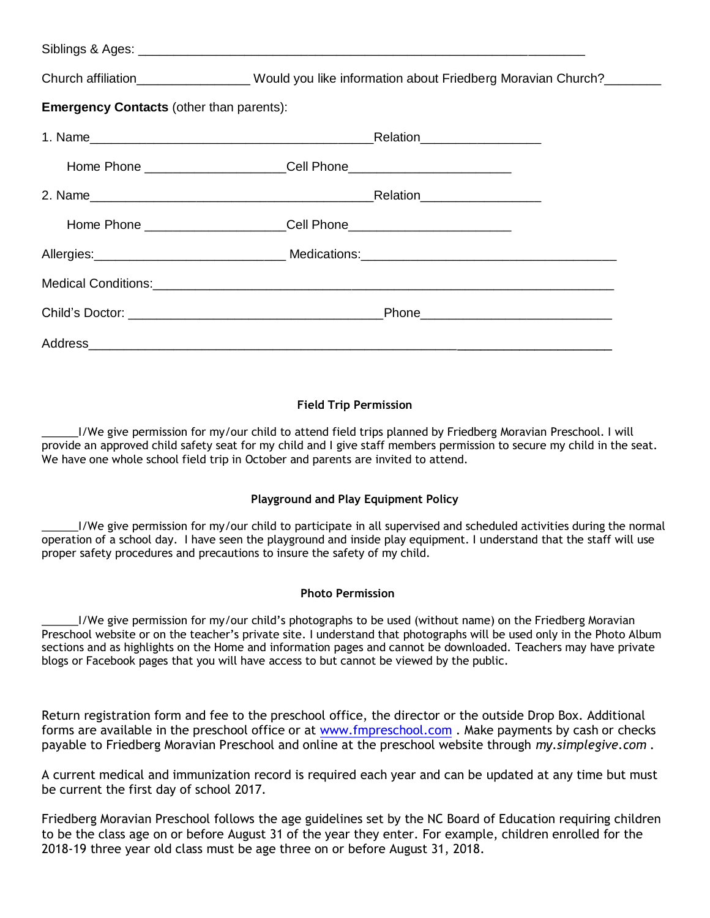Siblings & Ages: ___________________________________________________________________

Church affiliation________________ Would you like information about Friedberg Moravian Church?________

**Emergency Contacts** (other than parents):

1. Name_________________________________________Relation_________________

   Home Phone ____________________Cell Phone_______________________

2. Name_________________________________________Relation_________________

   Home Phone ____________________Cell Phone_______________________

Allergies:____________________________ Medications:_____________________________________

Medical Conditions:__________________________________________________________________

Child's Doctor: _____________________________________Phone___________________________

Address__________________________________________________________________________

**Field Trip Permission**

______I/We give permission for my/our child to attend field trips planned by Friedberg Moravian Preschool. I will provide an approved child safety seat for my child and I give staff members permission to secure my child in the seat. We have one whole school field trip in October and parents are invited to attend.

**Playground and Play Equipment Policy**

______I/We give permission for my/our child to participate in all supervised and scheduled activities during the normal operation of a school day. I have seen the playground and inside play equipment. I understand that the staff will use proper safety procedures and precautions to insure the safety of my child.

**Photo Permission**

______I/We give permission for my/our child's photographs to be used (without name) on the Friedberg Moravian Preschool website or on the teacher's private site. I understand that photographs will be used only in the Photo Album sections and as highlights on the Home and information pages and cannot be downloaded. Teachers may have private blogs or Facebook pages that you will have access to but cannot be viewed by the public.

Return registration form and fee to the preschool office, the director or the outside Drop Box. Additional forms are available in the preschool office or at [www.fmpreschool.com](http://www.fmpreschool.com) . Make payments by cash or checks payable to Friedberg Moravian Preschool and online at the preschool website through *my.simplegive.com* .

A current medical and immunization record is required each year and can be updated at any time but must be current the first day of school 2017.

Friedberg Moravian Preschool follows the age guidelines set by the NC Board of Education requiring children to be the class age on or before August 31 of the year they enter. For example, children enrolled for the 2018-19 three year old class must be age three on or before August 31, 2018.